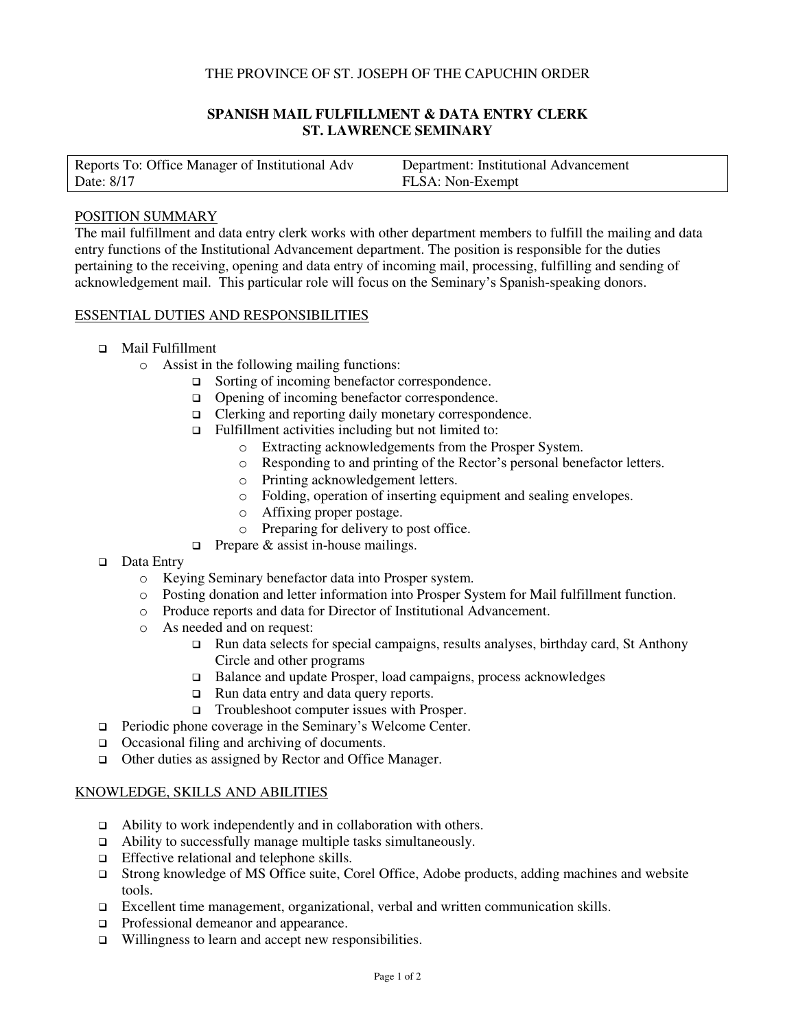THE PROVINCE OF ST. JOSEPH OF THE CAPUCHIN ORDER

# SPANISH MAIL FULFILLMENT & DATA ENTRY CLERK
## ST. LAWRENCE SEMINARY

| Reports To: Office Manager of Institutional Adv | Department: Institutional Advancement |
| --- | --- |
| Date: 8/17 | FLSA: Non-Exempt |

### POSITION SUMMARY

The mail fulfillment and data entry clerk works with other department members to fulfill the mailing and data entry functions of the Institutional Advancement department. The position is responsible for the duties pertaining to the receiving, opening and data entry of incoming mail, processing, fulfilling and sending of acknowledgement mail. This particular role will focus on the Seminary's Spanish-speaking donors.

### ESSENTIAL DUTIES AND RESPONSIBILITIES

- Mail Fulfillment
  - Assist in the following mailing functions:
    - Sorting of incoming benefactor correspondence.
    - Opening of incoming benefactor correspondence.
    - Clerking and reporting daily monetary correspondence.
    - Fulfillment activities including but not limited to:
      - Extracting acknowledgements from the Prosper System.
      - Responding to and printing of the Rector's personal benefactor letters.
      - Printing acknowledgement letters.
      - Folding, operation of inserting equipment and sealing envelopes.
      - Affixing proper postage.
      - Preparing for delivery to post office.
    - Prepare & assist in-house mailings.
- Data Entry
  - Keying Seminary benefactor data into Prosper system.
  - Posting donation and letter information into Prosper System for Mail fulfillment function.
  - Produce reports and data for Director of Institutional Advancement.
  - As needed and on request:
    - Run data selects for special campaigns, results analyses, birthday card, St Anthony Circle and other programs
    - Balance and update Prosper, load campaigns, process acknowledges
    - Run data entry and data query reports.
    - Troubleshoot computer issues with Prosper.
- Periodic phone coverage in the Seminary's Welcome Center.
- Occasional filing and archiving of documents.
- Other duties as assigned by Rector and Office Manager.

### KNOWLEDGE, SKILLS AND ABILITIES

- Ability to work independently and in collaboration with others.
- Ability to successfully manage multiple tasks simultaneously.
- Effective relational and telephone skills.
- Strong knowledge of MS Office suite, Corel Office, Adobe products, adding machines and website tools.
- Excellent time management, organizational, verbal and written communication skills.
- Professional demeanor and appearance.
- Willingness to learn and accept new responsibilities.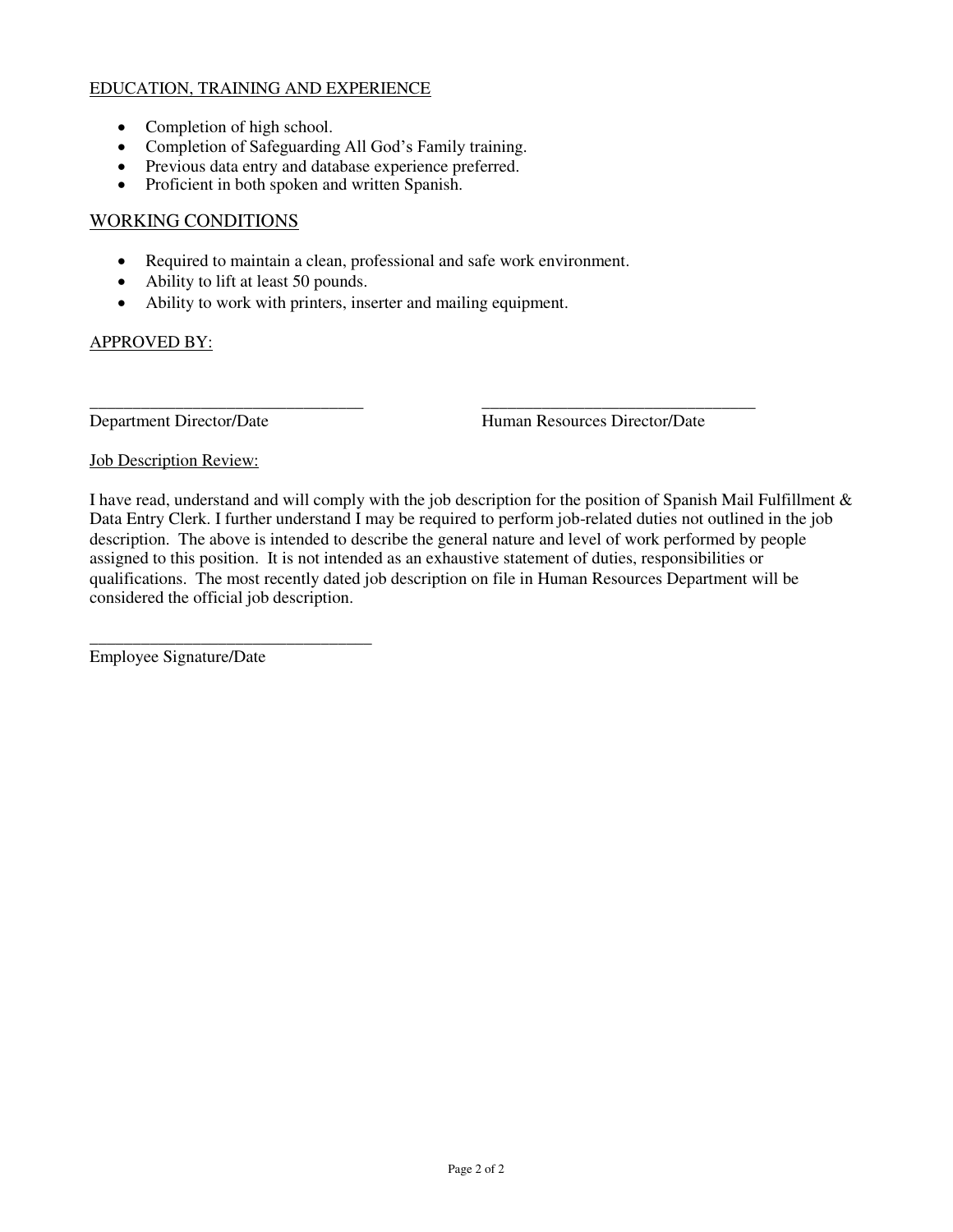## EDUCATION, TRAINING AND EXPERIENCE

- Completion of high school.
- Completion of Safeguarding All God's Family training.
- Previous data entry and database experience preferred.
- Proficient in both spoken and written Spanish.

## WORKING CONDITIONS

- Required to maintain a clean, professional and safe work environment.
- Ability to lift at least 50 pounds.
- Ability to work with printers, inserter and mailing equipment.

## APPROVED BY:

________________________________ ________________________________

Department Director/Date Human Resources Director/Date

Job Description Review:

I have read, understand and will comply with the job description for the position of Spanish Mail Fulfillment & Data Entry Clerk. I further understand I may be required to perform job-related duties not outlined in the job description. The above is intended to describe the general nature and level of work performed by people assigned to this position. It is not intended as an exhaustive statement of duties, responsibilities or qualifications. The most recently dated job description on file in Human Resources Department will be considered the official job description.

________________________________

Employee Signature/Date